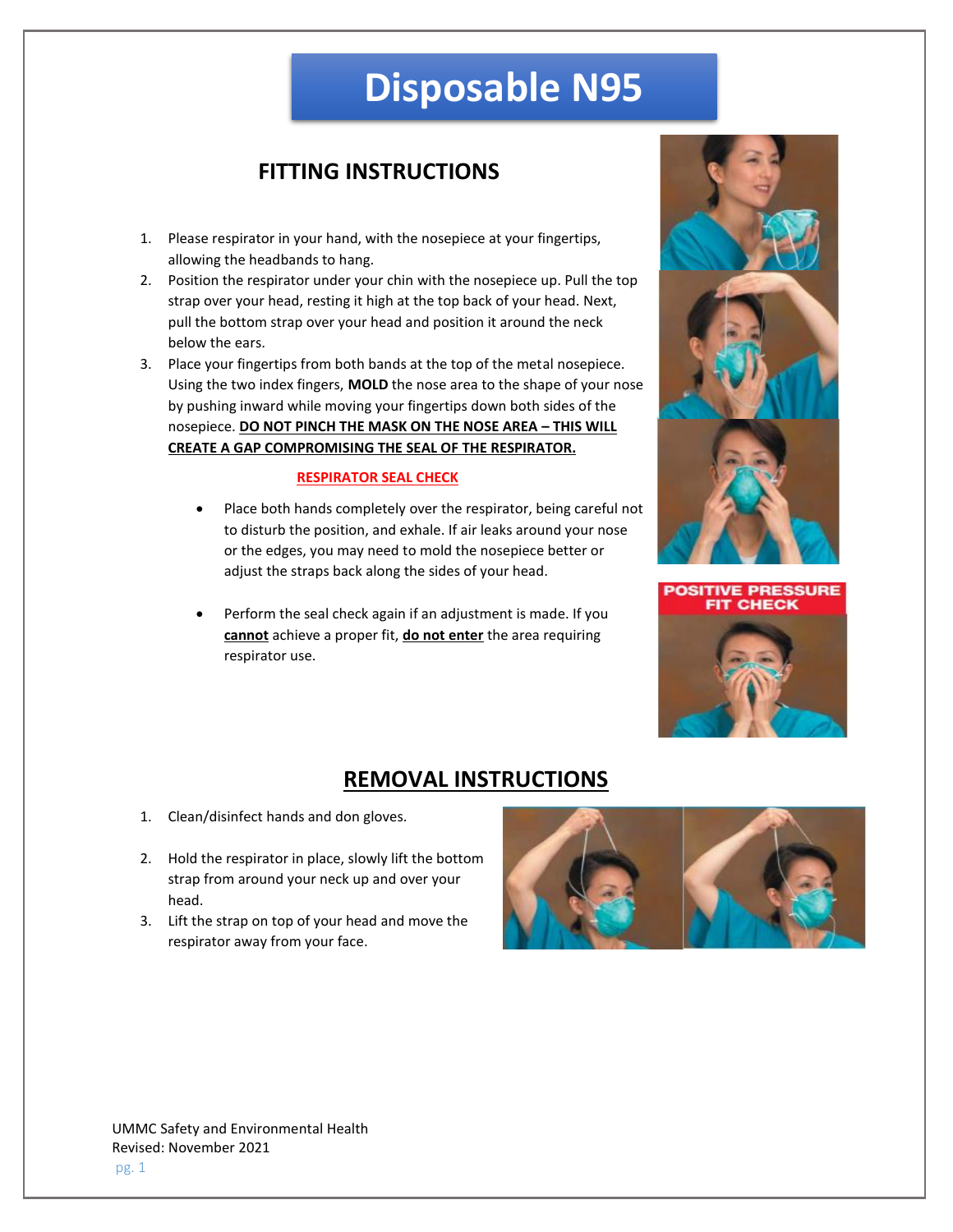# Disposable N95

## FITTING INSTRUCTIONS

1. Please respirator in your hand, with the nosepiece at your fingertips, allowing the headbands to hang.
2. Position the respirator under your chin with the nosepiece up. Pull the top strap over your head, resting it high at the top back of your head. Next, pull the bottom strap over your head and position it around the neck below the ears.
3. Place your fingertips from both bands at the top of the metal nosepiece. Using the two index fingers, **MOLD** the nose area to the shape of your nose by pushing inward while moving your fingertips down both sides of the nosepiece. **DO NOT PINCH THE MASK ON THE NOSE AREA – THIS WILL CREATE A GAP COMPROMISING THE SEAL OF THE RESPIRATOR.**

### RESPIRATOR SEAL CHECK

- Place both hands completely over the respirator, being careful not to disturb the position, and exhale. If air leaks around your nose or the edges, you may need to mold the nosepiece better or adjust the straps back along the sides of your head.

- Perform the seal check again if an adjustment is made. If you **cannot** achieve a proper fit, **do not enter** the area requiring respirator use.

POSITIVE PRESSURE FIT CHECK

## REMOVAL INSTRUCTIONS

1. Clean/disinfect hands and don gloves.

2. Hold the respirator in place, slowly lift the bottom strap from around your neck up and over your head.
3. Lift the strap on top of your head and move the respirator away from your face.

UMMC Safety and Environmental Health
Revised: November 2021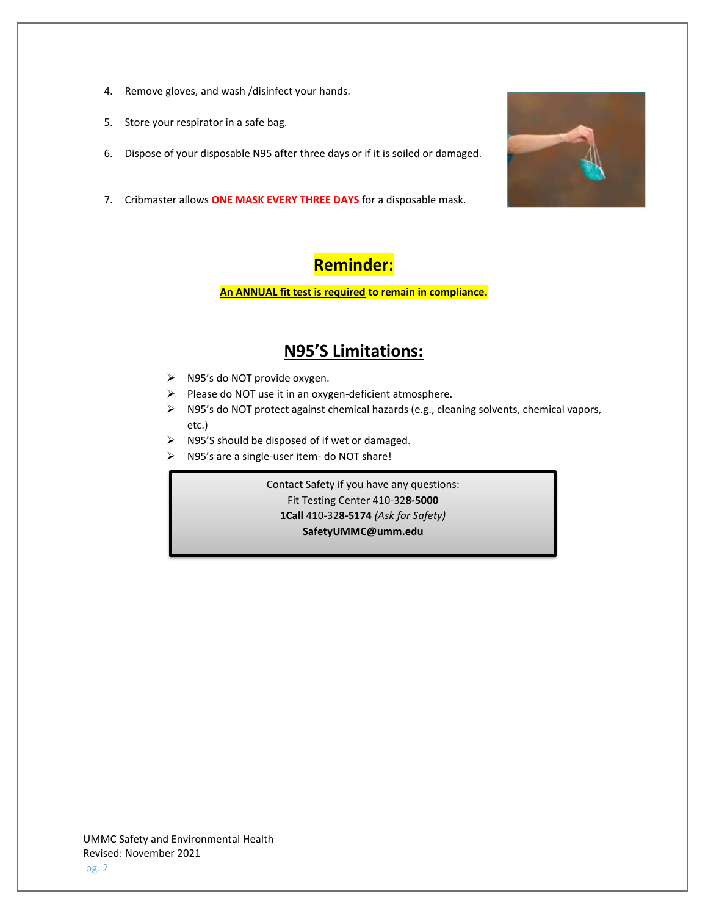4. Remove gloves, and wash /disinfect your hands.

5. Store your respirator in a safe bag.

6. Dispose of your disposable N95 after three days or if it is soiled or damaged.

7. Cribmaster allows **ONE MASK EVERY THREE DAYS** for a disposable mask.

## Reminder:

**An ANNUAL fit test is required to remain in compliance.**

## N95'S Limitations:

- N95's do NOT provide oxygen.
- Please do NOT use it in an oxygen-deficient atmosphere.
- N95's do NOT protect against chemical hazards (e.g., cleaning solvents, chemical vapors, etc.)
- N95'S should be disposed of if wet or damaged.
- N95's are a single-user item- do NOT share!

Contact Safety if you have any questions:
Fit Testing Center 410-32**8-5000**
**1Call** 410-32**8-5174** *(Ask for Safety)*
**SafetyUMMC@umm.edu**

UMMC Safety and Environmental Health
Revised: November 2021